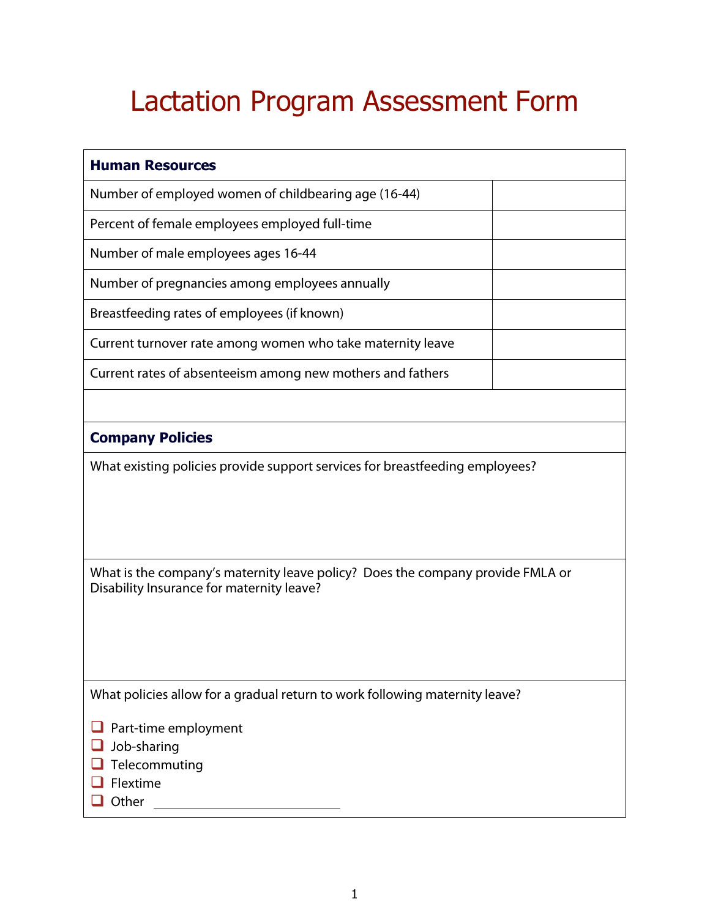# Lactation Program Assessment Form

| **Human Resources** | |
|---|---|
| Number of employed women of childbearing age (16-44) | |
| Percent of female employees employed full-time | |
| Number of male employees ages 16-44 | |
| Number of pregnancies among employees annually | |
| Breastfeeding rates of employees (if known) | |
| Current turnover rate among women who take maternity leave | |
| Current rates of absenteeism among new mothers and fathers | |

## Company Policies

What existing policies provide support services for breastfeeding employees?

What is the company's maternity leave policy? Does the company provide FMLA or Disability Insurance for maternity leave?

What policies allow for a gradual return to work following maternity leave?

- ☐ Part-time employment
- ☐ Job-sharing
- ☐ Telecommuting
- ☐ Flextime
- ☐ Other ____________________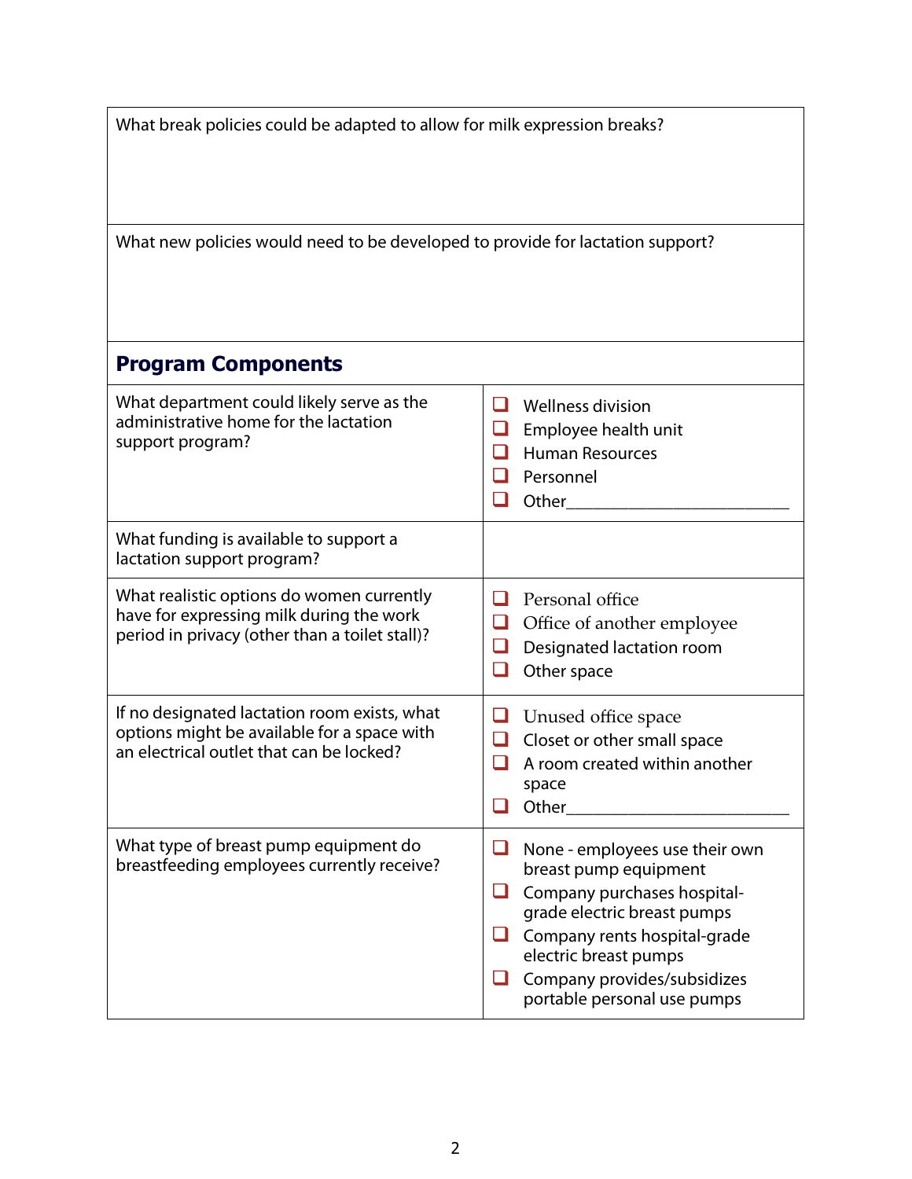| What break policies could be adapted to allow for milk expression breaks? | |
|---|---|
| What new policies would need to be developed to provide for lactation support? | |

## Program Components

| Question | Options |
|---|---|
| What department could likely serve as the administrative home for the lactation support program? | ❑ Wellness division<br>❑ Employee health unit<br>❑ Human Resources<br>❑ Personnel<br>❑ Other_________________________ |
| What funding is available to support a lactation support program? | |
| What realistic options do women currently have for expressing milk during the work period in privacy (other than a toilet stall)? | ❑ Personal office<br>❑ Office of another employee<br>❑ Designated lactation room<br>❑ Other space |
| If no designated lactation room exists, what options might be available for a space with an electrical outlet that can be locked? | ❑ Unused office space<br>❑ Closet or other small space<br>❑ A room created within another space<br>❑ Other_________________________ |
| What type of breast pump equipment do breastfeeding employees currently receive? | ❑ None - employees use their own breast pump equipment<br>❑ Company purchases hospital-grade electric breast pumps<br>❑ Company rents hospital-grade electric breast pumps<br>❑ Company provides/subsidizes portable personal use pumps |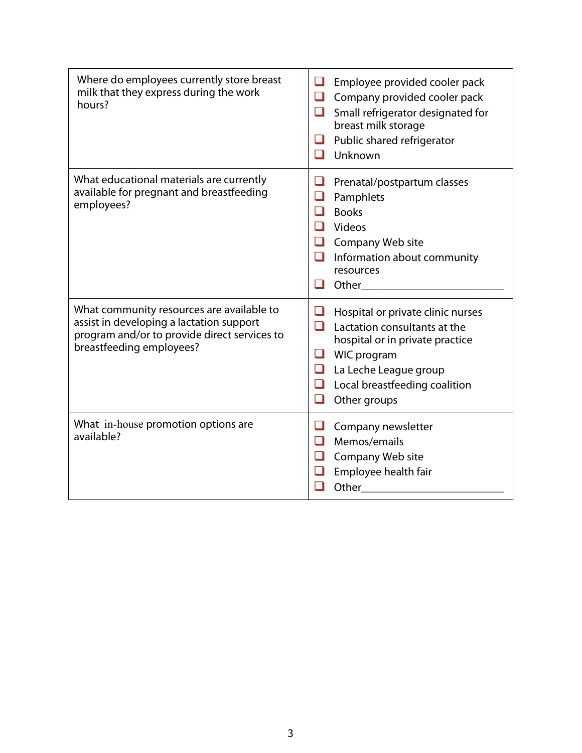| | |
|---|---|
| Where do employees currently store breast milk that they express during the work hours? | ❑ Employee provided cooler pack<br>❑ Company provided cooler pack<br>❑ Small refrigerator designated for breast milk storage<br>❑ Public shared refrigerator<br>❑ Unknown |
| What educational materials are currently available for pregnant and breastfeeding employees? | ❑ Prenatal/postpartum classes<br>❑ Pamphlets<br>❑ Books<br>❑ Videos<br>❑ Company Web site<br>❑ Information about community resources<br>❑ Other_________________________ |
| What community resources are available to assist in developing a lactation support program and/or to provide direct services to breastfeeding employees? | ❑ Hospital or private clinic nurses<br>❑ Lactation consultants at the hospital or in private practice<br>❑ WIC program<br>❑ La Leche League group<br>❑ Local breastfeeding coalition<br>❑ Other groups |
| What in-house promotion options are available? | ❑ Company newsletter<br>❑ Memos/emails<br>❑ Company Web site<br>❑ Employee health fair<br>❑ Other_________________________ |